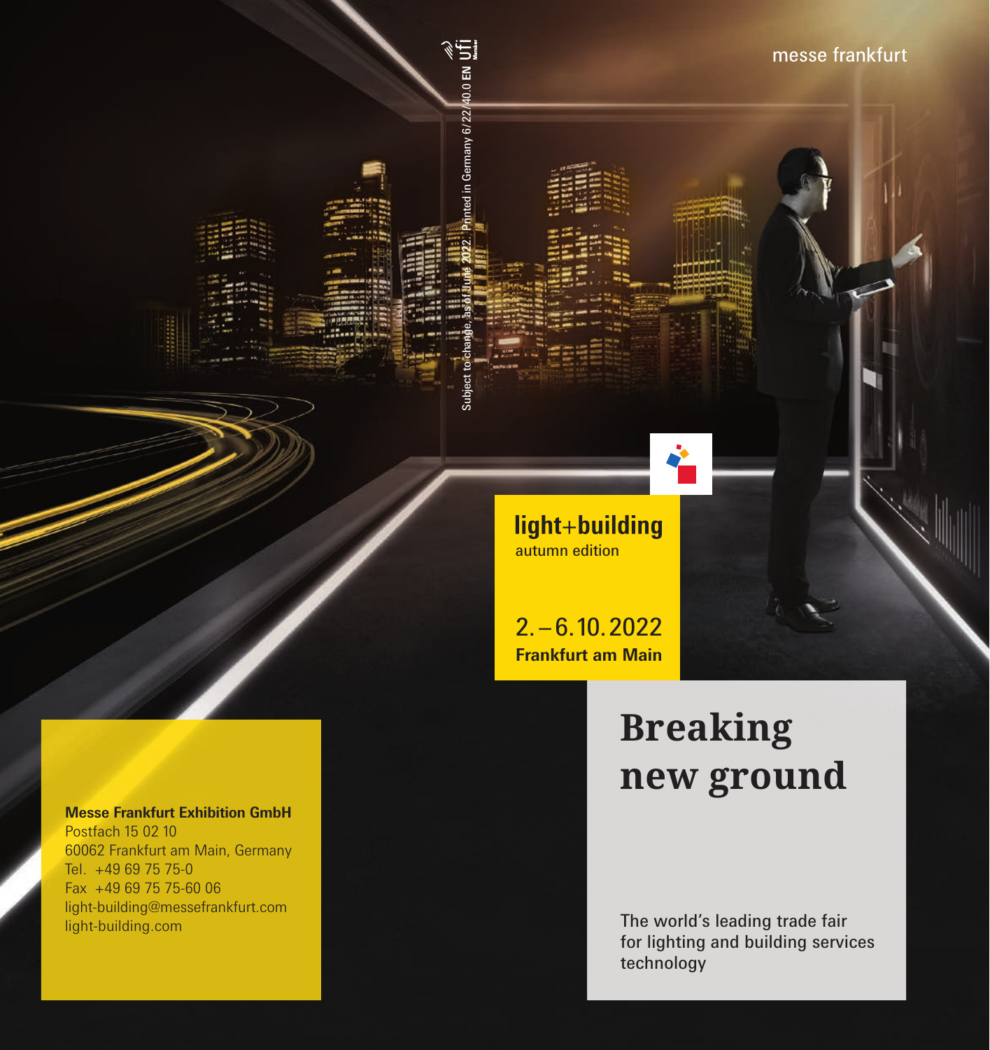messe frankfurt

Subject to change, as of June 2022. Printed in Germany 6/22/40.0 EN

light+building

autumn edition

2. – 6. 10. 2022

**Frankfurt am Main**

# Breaking new ground

The world's leading trade fair for lighting and building services technology

**Messe Frankfurt Exhibition GmbH**
Postfach 15 02 10
60062 Frankfurt am Main, Germany
Tel. +49 69 75 75-0
Fax +49 69 75 75-60 06
light-building@messefrankfurt.com
light-building.com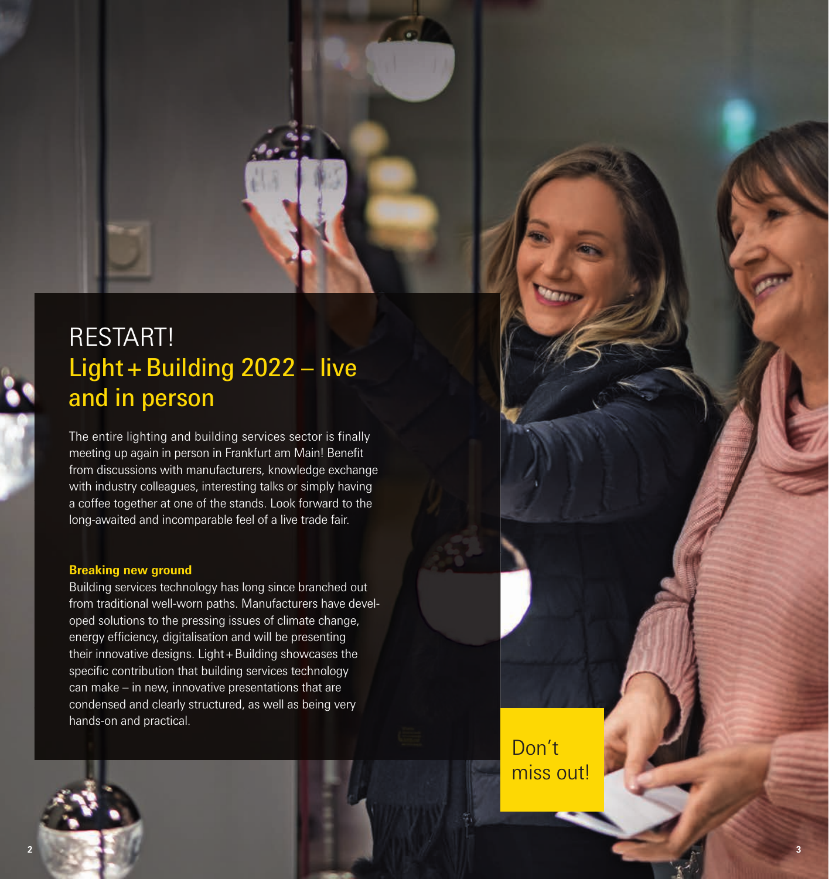# RESTART!
## Light + Building 2022 – live and in person

The entire lighting and building services sector is finally meeting up again in person in Frankfurt am Main! Benefit from discussions with manufacturers, knowledge exchange with industry colleagues, interesting talks or simply having a coffee together at one of the stands. Look forward to the long-awaited and incomparable feel of a live trade fair.

**Breaking new ground**

Building services technology has long since branched out from traditional well-worn paths. Manufacturers have developed solutions to the pressing issues of climate change, energy efficiency, digitalisation and will be presenting their innovative designs. Light + Building showcases the specific contribution that building services technology can make – in new, innovative presentations that are condensed and clearly structured, as well as being very hands-on and practical.

Don't miss out!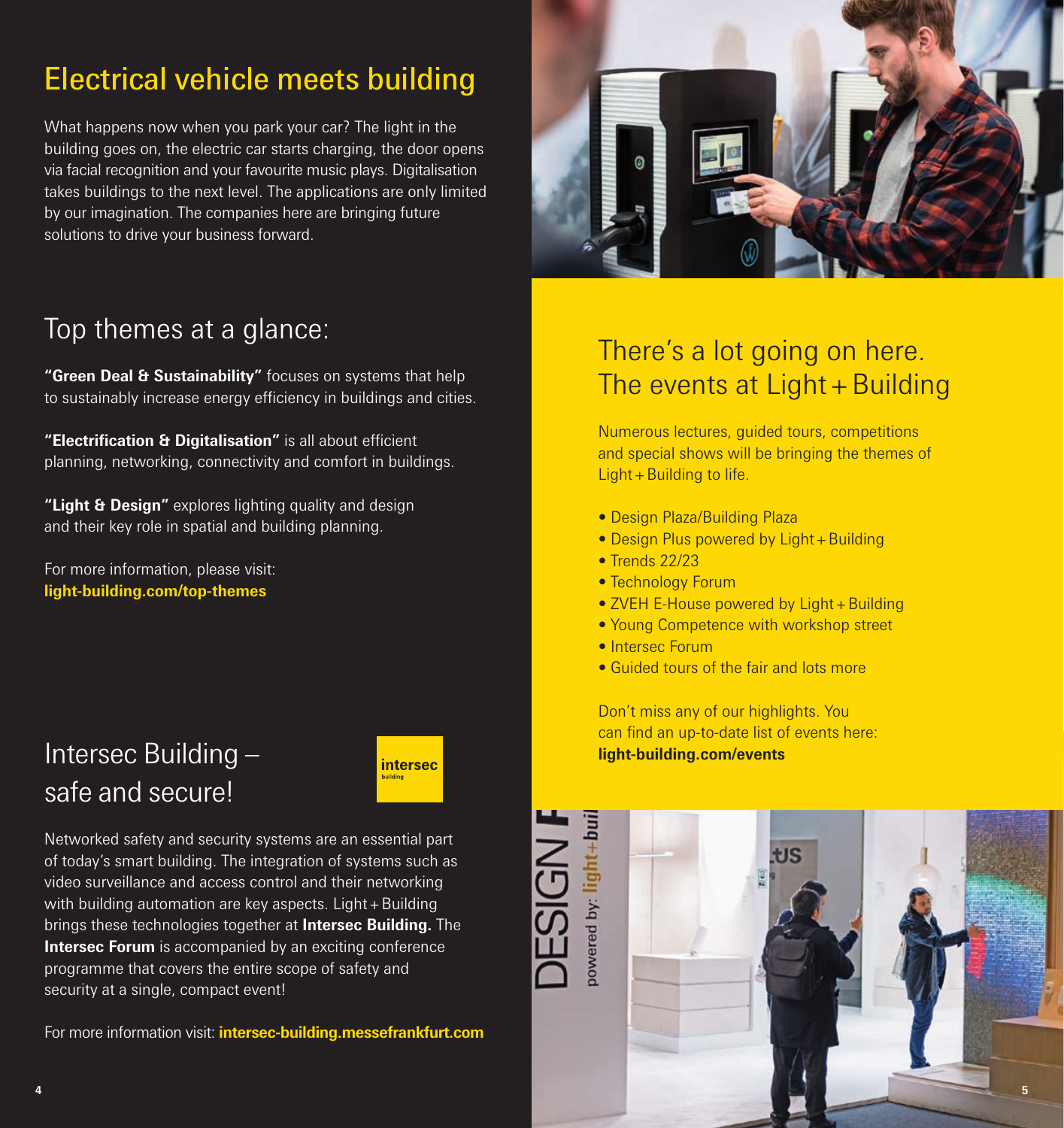## Electrical vehicle meets building

What happens now when you park your car? The light in the building goes on, the electric car starts charging, the door opens via facial recognition and your favourite music plays. Digitalisation takes buildings to the next level. The applications are only limited by our imagination. The companies here are bringing future solutions to drive your business forward.

## Top themes at a glance:

**"Green Deal & Sustainability"** focuses on systems that help to sustainably increase energy efficiency in buildings and cities.

**"Electrification & Digitalisation"** is all about efficient planning, networking, connectivity and comfort in buildings.

**"Light & Design"** explores lighting quality and design and their key role in spatial and building planning.

For more information, please visit:
**light-building.com/top-themes**

## Intersec Building – safe and secure!

Networked safety and security systems are an essential part of today's smart building. The integration of systems such as video surveillance and access control and their networking with building automation are key aspects. Light + Building brings these technologies together at **Intersec Building.** The **Intersec Forum** is accompanied by an exciting conference programme that covers the entire scope of safety and security at a single, compact event!

For more information visit: **intersec-building.messefrankfurt.com**

## There's a lot going on here. The events at Light + Building

Numerous lectures, guided tours, competitions and special shows will be bringing the themes of Light + Building to life.

- Design Plaza/Building Plaza
- Design Plus powered by Light + Building
- Trends 22/23
- Technology Forum
- ZVEH E-House powered by Light + Building
- Young Competence with workshop street
- Intersec Forum
- Guided tours of the fair and lots more

Don't miss any of our highlights. You can find an up-to-date list of events here:
**light-building.com/events**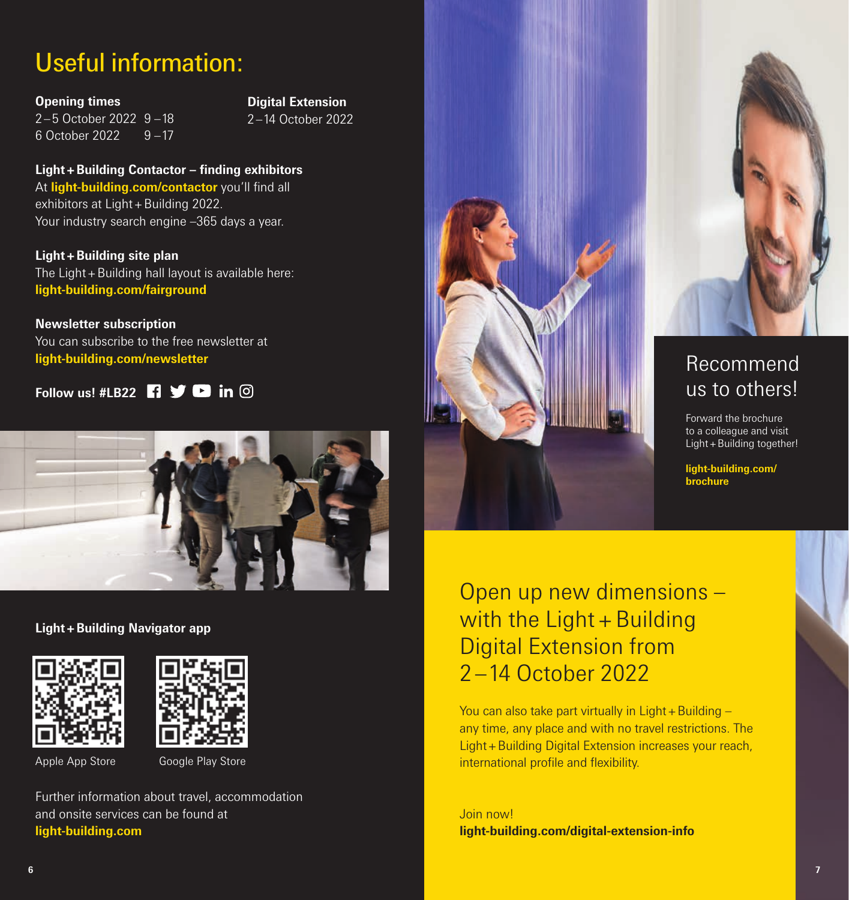# Useful information:

**Opening times**
2 – 5 October 2022 9 – 18
6 October 2022 9 – 17

**Digital Extension**
2 – 14 October 2022

**Light + Building Contactor – finding exhibitors**
At **light-building.com/contactor** you'll find all exhibitors at Light + Building 2022.
Your industry search engine –365 days a year.

**Light + Building site plan**
The Light + Building hall layout is available here:
**light-building.com/fairground**

**Newsletter subscription**
You can subscribe to the free newsletter at
**light-building.com/newsletter**

**Follow us! #LB22**

**Light + Building Navigator app**

Apple App Store

Google Play Store

Further information about travel, accommodation and onsite services can be found at
**light-building.com**

## Recommend us to others!

Forward the brochure to a colleague and visit Light + Building together!

**light-building.com/brochure**

## Open up new dimensions – with the Light + Building Digital Extension from 2 – 14 October 2022

You can also take part virtually in Light + Building – any time, any place and with no travel restrictions. The Light + Building Digital Extension increases your reach, international profile and flexibility.

Join now!
**light-building.com/digital-extension-info**